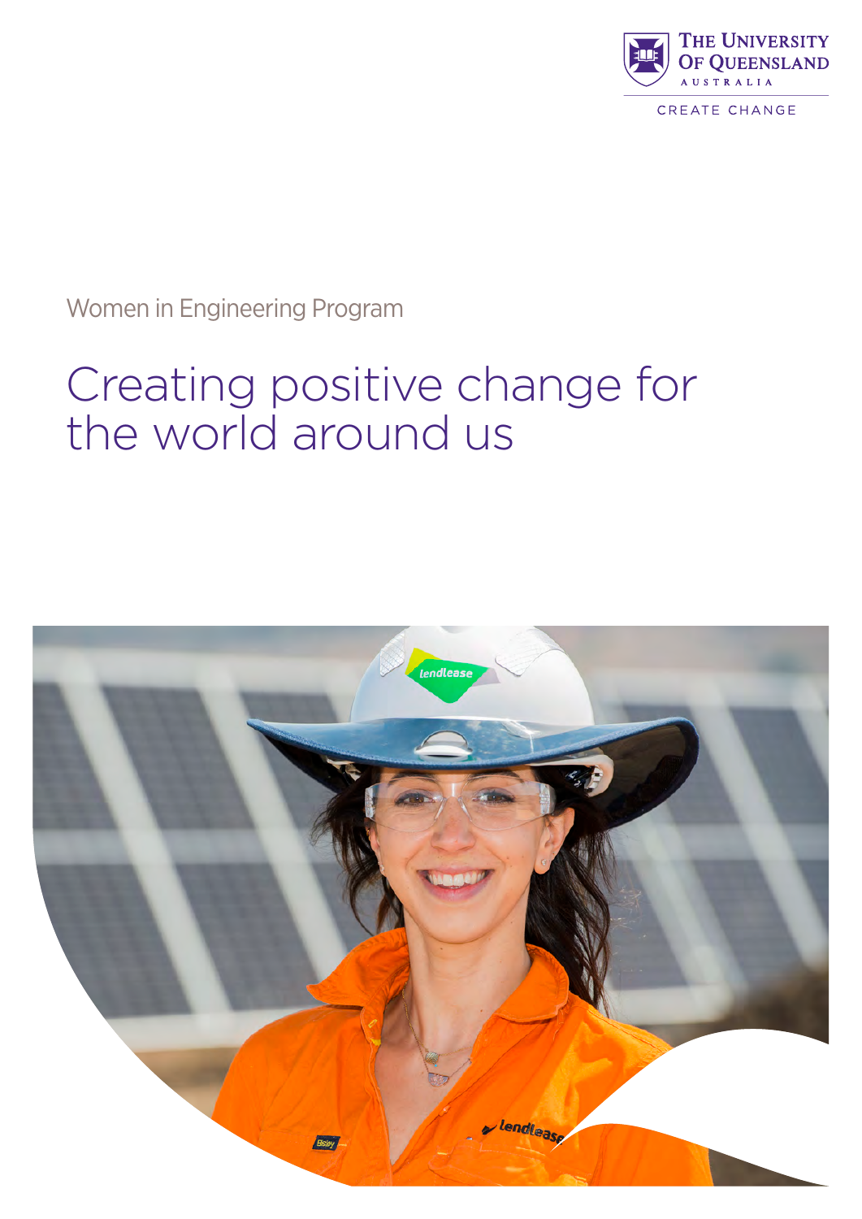The University of Queensland
AUSTRALIA

CREATE CHANGE

Women in Engineering Program

# Creating positive change for the world around us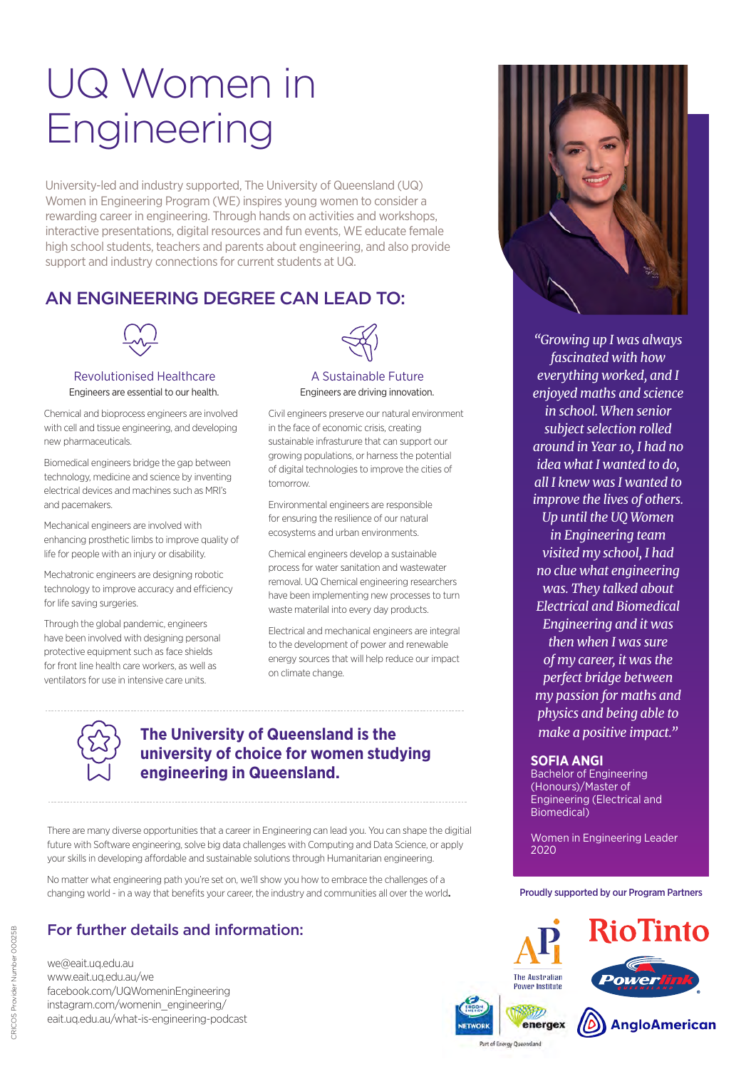# UQ Women in Engineering

University-led and industry supported, The University of Queensland (UQ) Women in Engineering Program (WE) inspires young women to consider a rewarding career in engineering. Through hands on activities and workshops, interactive presentations, digital resources and fun events, WE educate female high school students, teachers and parents about engineering, and also provide support and industry connections for current students at UQ.

## AN ENGINEERING DEGREE CAN LEAD TO:

### Revolutionised Healthcare

Engineers are essential to our health.

Chemical and bioprocess engineers are involved with cell and tissue engineering, and developing new pharmaceuticals.

Biomedical engineers bridge the gap between technology, medicine and science by inventing electrical devices and machines such as MRI's and pacemakers.

Mechanical engineers are involved with enhancing prosthetic limbs to improve quality of life for people with an injury or disability.

Mechatronic engineers are designing robotic technology to improve accuracy and efficiency for life saving surgeries.

Through the global pandemic, engineers have been involved with designing personal protective equipment such as face shields for front line health care workers, as well as ventilators for use in intensive care units.

### A Sustainable Future

Engineers are driving innovation.

Civil engineers preserve our natural environment in the face of economic crisis, creating sustainable infrasture that can support our growing populations, or harness the potential of digital technologies to improve the cities of tomorrow.

Environmental engineers are responsible for ensuring the resilience of our natural ecosystems and urban environments.

Chemical engineers develop a sustainable process for water sanitation and wastewater removal. UQ Chemical engineering researchers have been implementing new processes to turn waste material into every day products.

Electrical and mechanical engineers are integral to the development of power and renewable energy sources that will help reduce our impact on climate change.

**The University of Queensland is the university of choice for women studying engineering in Queensland.**

There are many diverse opportunities that a career in Engineering can lead you. You can shape the digitial future with Software engineering, solve big data challenges with Computing and Data Science, or apply your skills in developing affordable and sustainable solutions through Humanitarian engineering.

No matter what engineering path you're set on, we'll show you how to embrace the challenges of a changing world - in a way that benefits your career, the industry and communities all over the world.

## For further details and information:

we@eait.uq.edu.au
www.eait.uq.edu.au/we
facebook.com/UQWomeninEngineering
instagram.com/women_in_engineering/
eait.uq.edu.au/what-is-engineering-podcast

*"Growing up I was always fascinated with how everything worked, and I enjoyed maths and science in school. When senior subject selection rolled around in Year 10, I had no idea what I wanted to do, all I knew was I wanted to improve the lives of others. Up until the UQ Women in Engineering team visited my school, I had no clue what engineering was. They talked about Electrical and Biomedical Engineering and it was then when I was sure of my career, it was the perfect bridge between my passion for maths and physics and being able to make a positive impact."*

**SOFIA ANGI**
Bachelor of Engineering (Honours)/Master of Engineering (Electrical and Biomedical)

Women in Engineering Leader 2020

Proudly supported by our Program Partners

The Australian Power Institute
RioTinto
Powerlink Queensland
Ergon Energy Network
energex
Part of Energy Queensland
AngloAmerican

CRICOS Provider Number 00025B